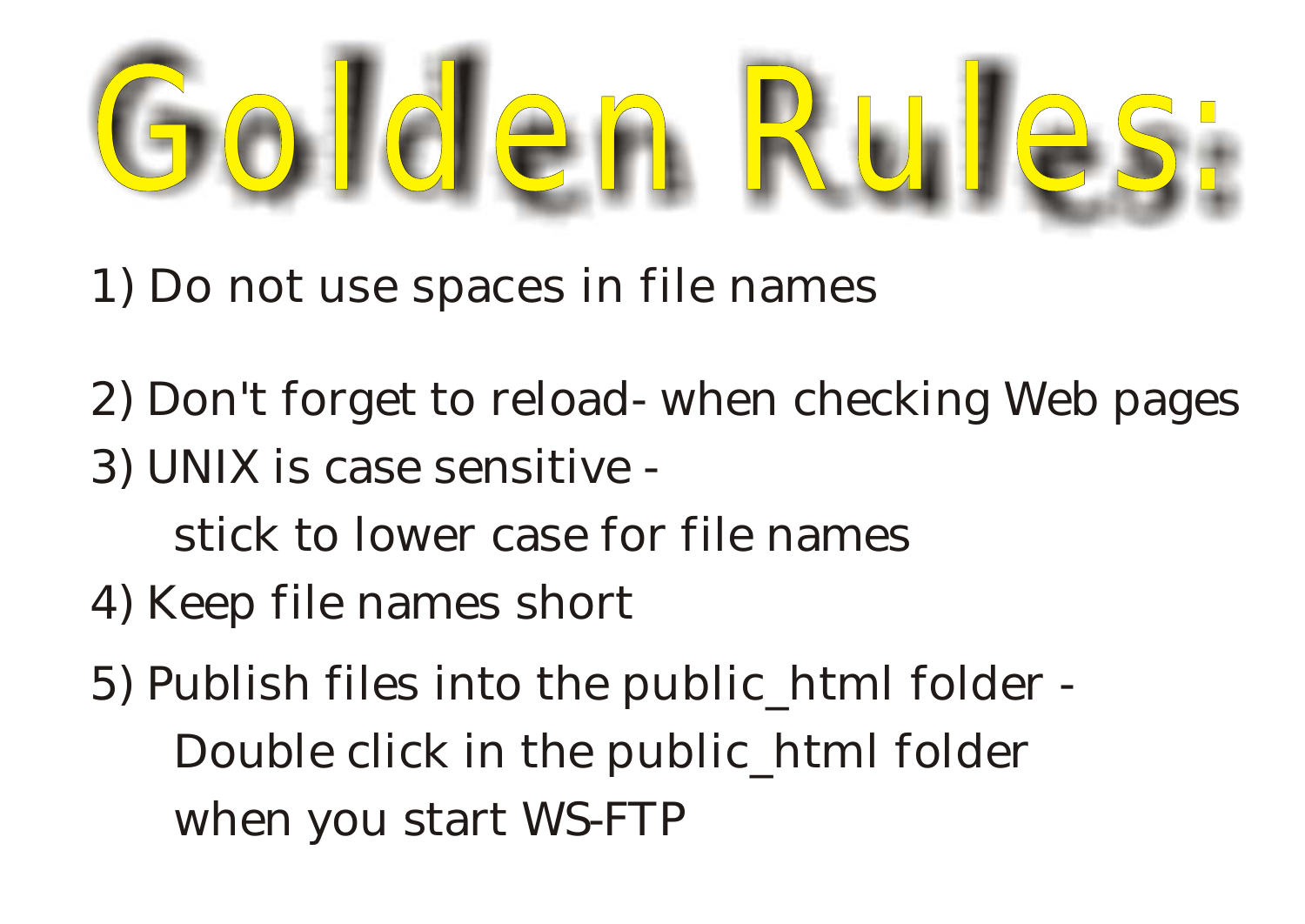# Golden Rules:

1) Do not use spaces in file names

2) Don't forget to reload- when checking Web pages

3) UNIX is case sensitive -

   stick to lower case for file names

4) Keep file names short

5) Publish files into the public_html folder -

   Double click in the public_html folder

   when you start WS-FTP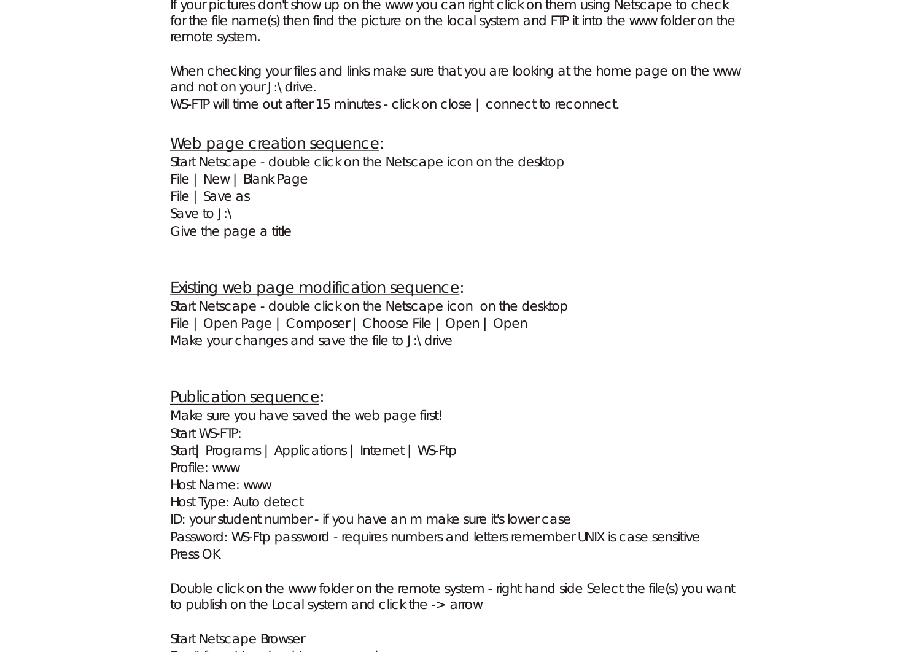If your pictures don't show up on the www you can right click on them using Netscape to check for the file name(s) then find the picture on the local system and FTP it into the www folder on the remote system.

When checking your files and links make sure that you are looking at the home page on the www and not on your J:\ drive.
WS-FTP will time out after 15 minutes - click on close | connect to reconnect.

## Web page creation sequence:

Start Netscape - double click on the Netscape icon on the desktop
File | New | Blank Page
File | Save as
Save to J:\
Give the page a title

## Existing web page modification sequence:

Start Netscape - double click on the Netscape icon on the desktop
File | Open Page | Composer | Choose File | Open | Open
Make your changes and save the file to J:\ drive

## Publication sequence:

Make sure you have saved the web page first!
Start WS-FTP:
Start| Programs | Applications | Internet | WS-Ftp
Profile: www
Host Name: www
Host Type: Auto detect
ID: your student number - if you have an m make sure it's lower case
Password: WS-Ftp password - requires numbers and letters remember UNIX is case sensitive
Press OK

Double click on the www folder on the remote system - right hand side Select the file(s) you want to publish on the Local system and click the -> arrow

Start Netscape Browser